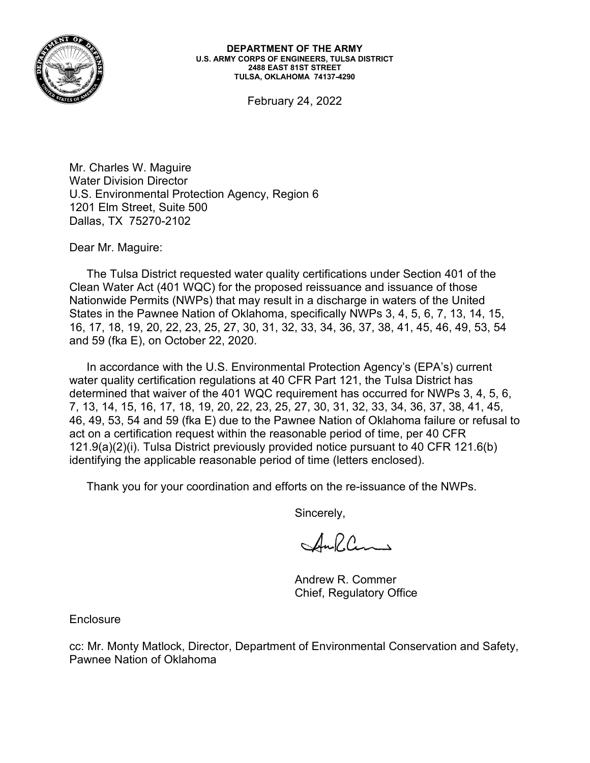**DEPARTMENT OF THE ARMY**
**U.S. ARMY CORPS OF ENGINEERS, TULSA DISTRICT**
**2488 EAST 81ST STREET**
**TULSA, OKLAHOMA 74137-4290**

February 24, 2022

Mr. Charles W. Maguire
Water Division Director
U.S. Environmental Protection Agency, Region 6
1201 Elm Street, Suite 500
Dallas, TX 75270-2102

Dear Mr. Maguire:

The Tulsa District requested water quality certifications under Section 401 of the Clean Water Act (401 WQC) for the proposed reissuance and issuance of those Nationwide Permits (NWPs) that may result in a discharge in waters of the United States in the Pawnee Nation of Oklahoma, specifically NWPs 3, 4, 5, 6, 7, 13, 14, 15, 16, 17, 18, 19, 20, 22, 23, 25, 27, 30, 31, 32, 33, 34, 36, 37, 38, 41, 45, 46, 49, 53, 54 and 59 (fka E), on October 22, 2020.

In accordance with the U.S. Environmental Protection Agency's (EPA's) current water quality certification regulations at 40 CFR Part 121, the Tulsa District has determined that waiver of the 401 WQC requirement has occurred for NWPs 3, 4, 5, 6, 7, 13, 14, 15, 16, 17, 18, 19, 20, 22, 23, 25, 27, 30, 31, 32, 33, 34, 36, 37, 38, 41, 45, 46, 49, 53, 54 and 59 (fka E) due to the Pawnee Nation of Oklahoma failure or refusal to act on a certification request within the reasonable period of time, per 40 CFR 121.9(a)(2)(i). Tulsa District previously provided notice pursuant to 40 CFR 121.6(b) identifying the applicable reasonable period of time (letters enclosed).

Thank you for your coordination and efforts on the re-issuance of the NWPs.

Sincerely,

Andrew R. Commer
Chief, Regulatory Office

Enclosure

cc: Mr. Monty Matlock, Director, Department of Environmental Conservation and Safety, Pawnee Nation of Oklahoma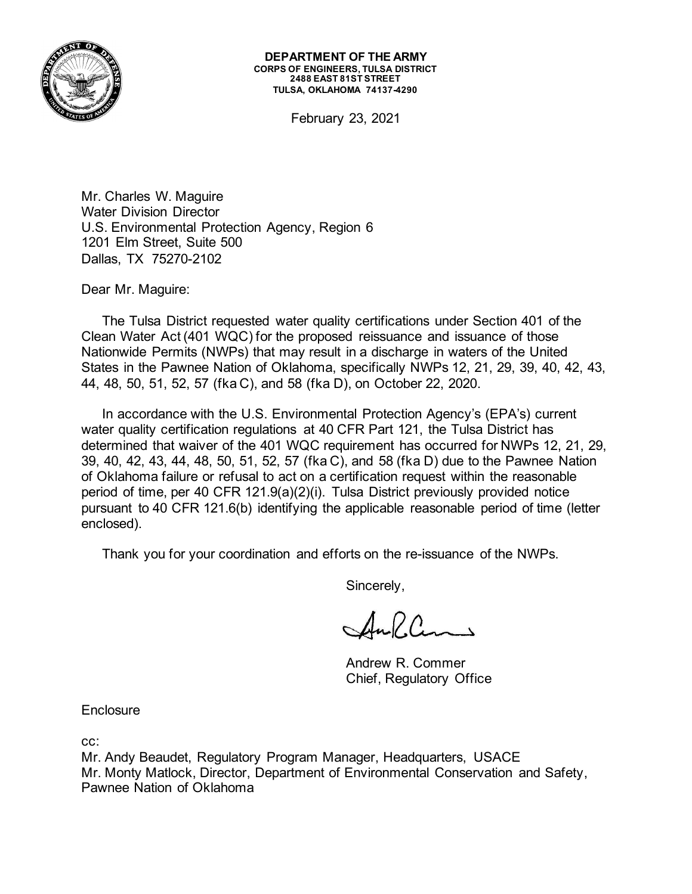**DEPARTMENT OF THE ARMY**
**CORPS OF ENGINEERS, TULSA DISTRICT**
**2488 EAST 81ST STREET**
**TULSA, OKLAHOMA 74137-4290**

February 23, 2021

Mr. Charles W. Maguire
Water Division Director
U.S. Environmental Protection Agency, Region 6
1201 Elm Street, Suite 500
Dallas, TX 75270-2102

Dear Mr. Maguire:

The Tulsa District requested water quality certifications under Section 401 of the Clean Water Act (401 WQC) for the proposed reissuance and issuance of those Nationwide Permits (NWPs) that may result in a discharge in waters of the United States in the Pawnee Nation of Oklahoma, specifically NWPs 12, 21, 29, 39, 40, 42, 43, 44, 48, 50, 51, 52, 57 (fka C), and 58 (fka D), on October 22, 2020.

In accordance with the U.S. Environmental Protection Agency's (EPA's) current water quality certification regulations at 40 CFR Part 121, the Tulsa District has determined that waiver of the 401 WQC requirement has occurred for NWPs 12, 21, 29, 39, 40, 42, 43, 44, 48, 50, 51, 52, 57 (fka C), and 58 (fka D) due to the Pawnee Nation of Oklahoma failure or refusal to act on a certification request within the reasonable period of time, per 40 CFR 121.9(a)(2)(i). Tulsa District previously provided notice pursuant to 40 CFR 121.6(b) identifying the applicable reasonable period of time (letter enclosed).

Thank you for your coordination and efforts on the re-issuance of the NWPs.

Sincerely,

Andrew R. Commer
Chief, Regulatory Office

Enclosure

cc:
Mr. Andy Beaudet, Regulatory Program Manager, Headquarters, USACE
Mr. Monty Matlock, Director, Department of Environmental Conservation and Safety, Pawnee Nation of Oklahoma